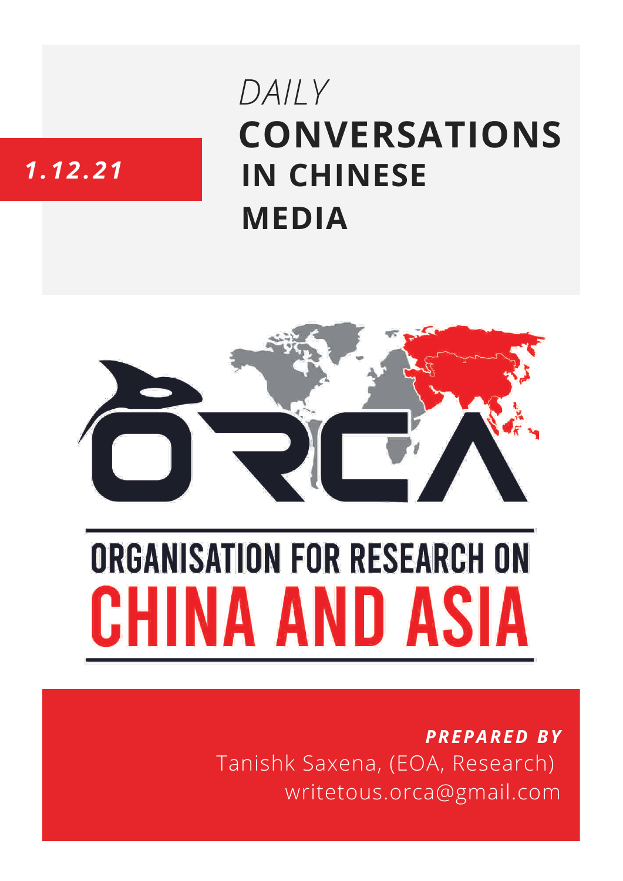*1.12.21*

# *DAILY* CONVERSATIONS IN CHINESE MEDIA

ORCA

ORGANISATION FOR RESEARCH ON

CHINA AND ASIA

***PREPARED BY***

Tanishk Saxena, (EOA, Research)

writetous.orca@gmail.com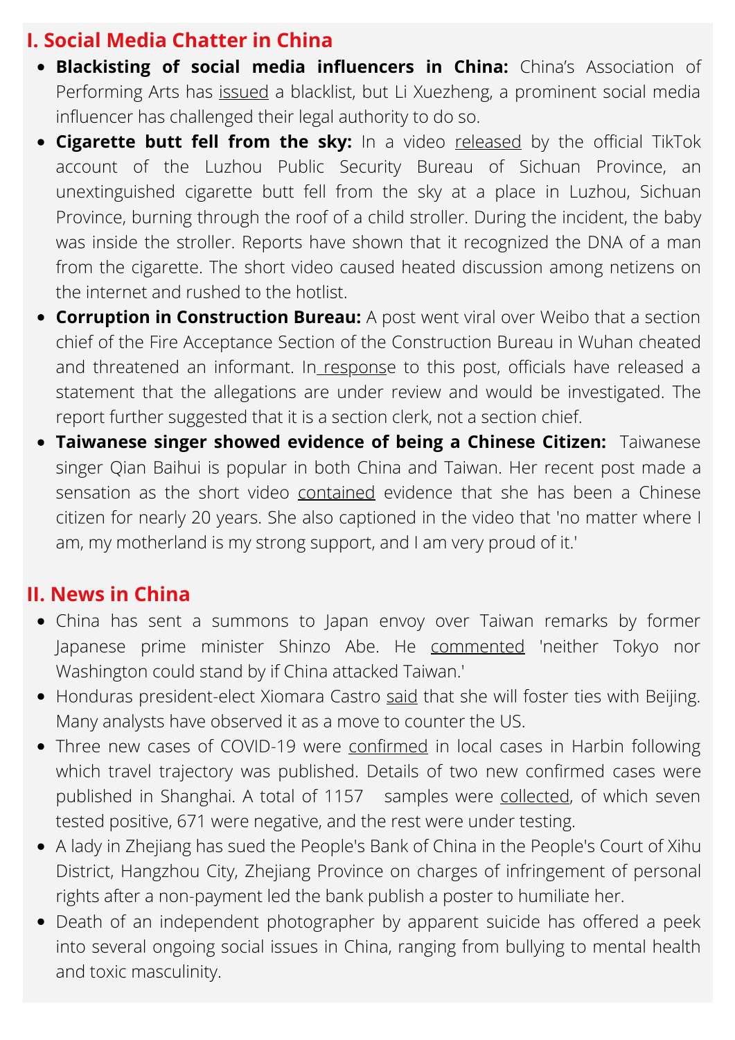## I. Social Media Chatter in China

- **Blackisting of social media influencers in China:** China's Association of Performing Arts has issued a blacklist, but Li Xuezheng, a prominent social media influencer has challenged their legal authority to do so.
- **Cigarette butt fell from the sky:** In a video released by the official TikTok account of the Luzhou Public Security Bureau of Sichuan Province, an unextinguished cigarette butt fell from the sky at a place in Luzhou, Sichuan Province, burning through the roof of a child stroller. During the incident, the baby was inside the stroller. Reports have shown that it recognized the DNA of a man from the cigarette. The short video caused heated discussion among netizens on the internet and rushed to the hotlist.
- **Corruption in Construction Bureau:** A post went viral over Weibo that a section chief of the Fire Acceptance Section of the Construction Bureau in Wuhan cheated and threatened an informant. In response to this post, officials have released a statement that the allegations are under review and would be investigated. The report further suggested that it is a section clerk, not a section chief.
- **Taiwanese singer showed evidence of being a Chinese Citizen:** Taiwanese singer Qian Baihui is popular in both China and Taiwan. Her recent post made a sensation as the short video contained evidence that she has been a Chinese citizen for nearly 20 years. She also captioned in the video that 'no matter where I am, my motherland is my strong support, and I am very proud of it.'

## II. News in China

- China has sent a summons to Japan envoy over Taiwan remarks by former Japanese prime minister Shinzo Abe. He commented 'neither Tokyo nor Washington could stand by if China attacked Taiwan.'
- Honduras president-elect Xiomara Castro said that she will foster ties with Beijing. Many analysts have observed it as a move to counter the US.
- Three new cases of COVID-19 were confirmed in local cases in Harbin following which travel trajectory was published. Details of two new confirmed cases were published in Shanghai. A total of 1157 samples were collected, of which seven tested positive, 671 were negative, and the rest were under testing.
- A lady in Zhejiang has sued the People's Bank of China in the People's Court of Xihu District, Hangzhou City, Zhejiang Province on charges of infringement of personal rights after a non-payment led the bank publish a poster to humiliate her.
- Death of an independent photographer by apparent suicide has offered a peek into several ongoing social issues in China, ranging from bullying to mental health and toxic masculinity.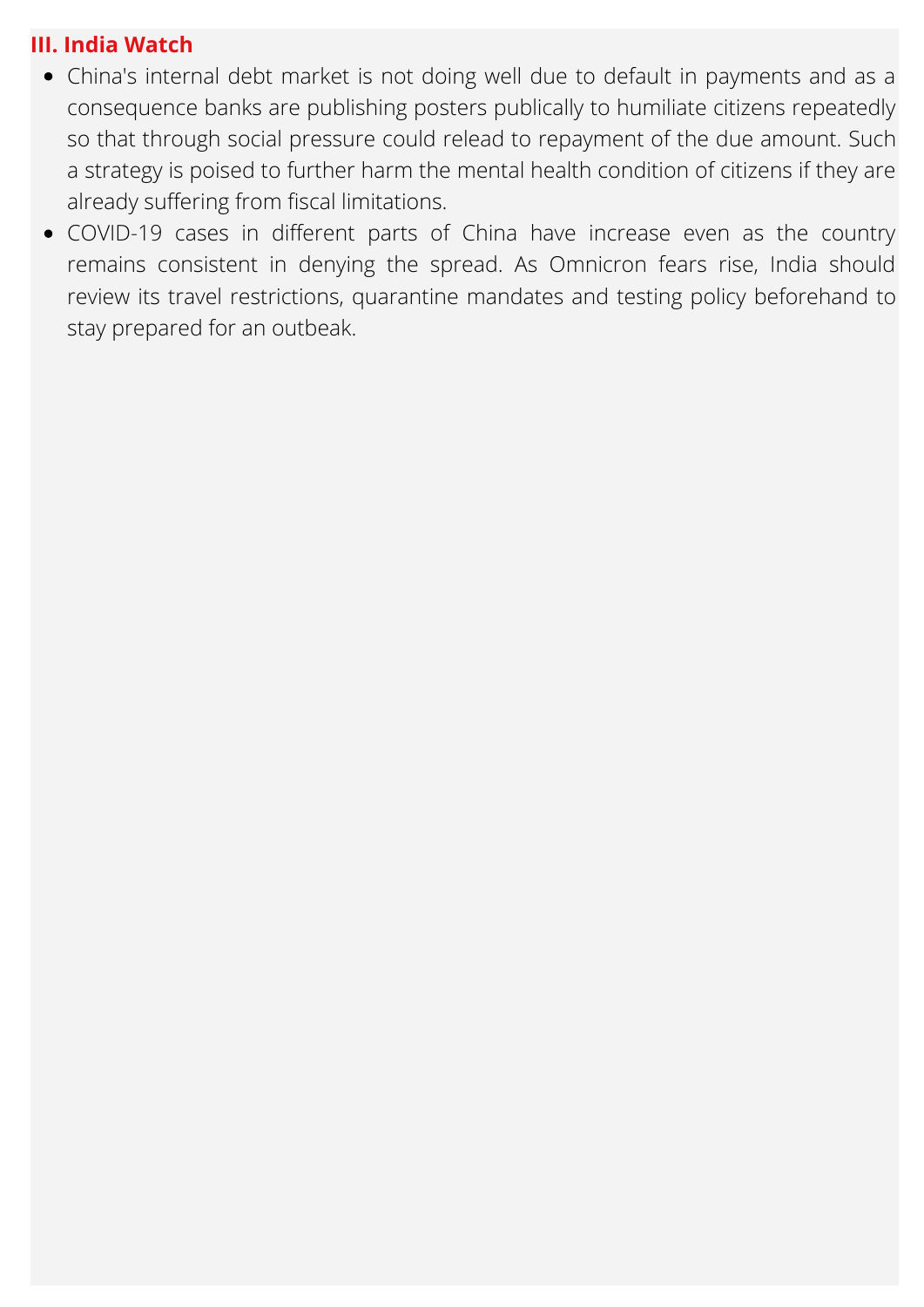### III. India Watch

- China's internal debt market is not doing well due to default in payments and as a consequence banks are publishing posters publically to humiliate citizens repeatedly so that through social pressure could relead to repayment of the due amount. Such a strategy is poised to further harm the mental health condition of citizens if they are already suffering from fiscal limitations.
- COVID-19 cases in different parts of China have increase even as the country remains consistent in denying the spread. As Omnicron fears rise, India should review its travel restrictions, quarantine mandates and testing policy beforehand to stay prepared for an outbeak.